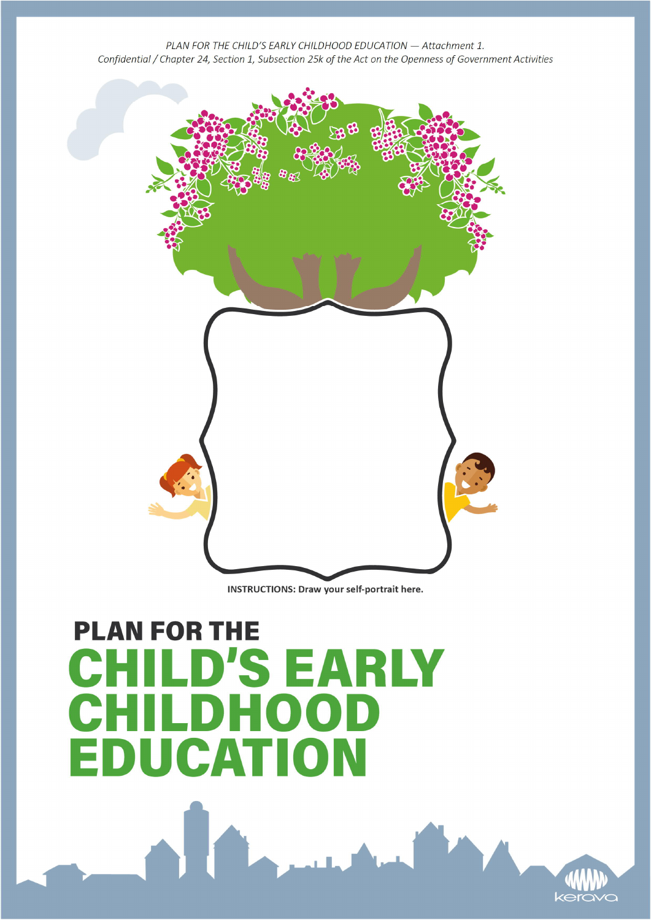*PLAN FOR THE CHILD'S EARLY CHILDHOOD EDUCATION — Attachment 1.*
*Confidential / Chapter 24, Section 1, Subsection 25k of the Act on the Openness of Government Activities*

**INSTRUCTIONS: Draw your self-portrait here.**

# PLAN FOR THE CHILD'S EARLY CHILDHOOD EDUCATION

kerava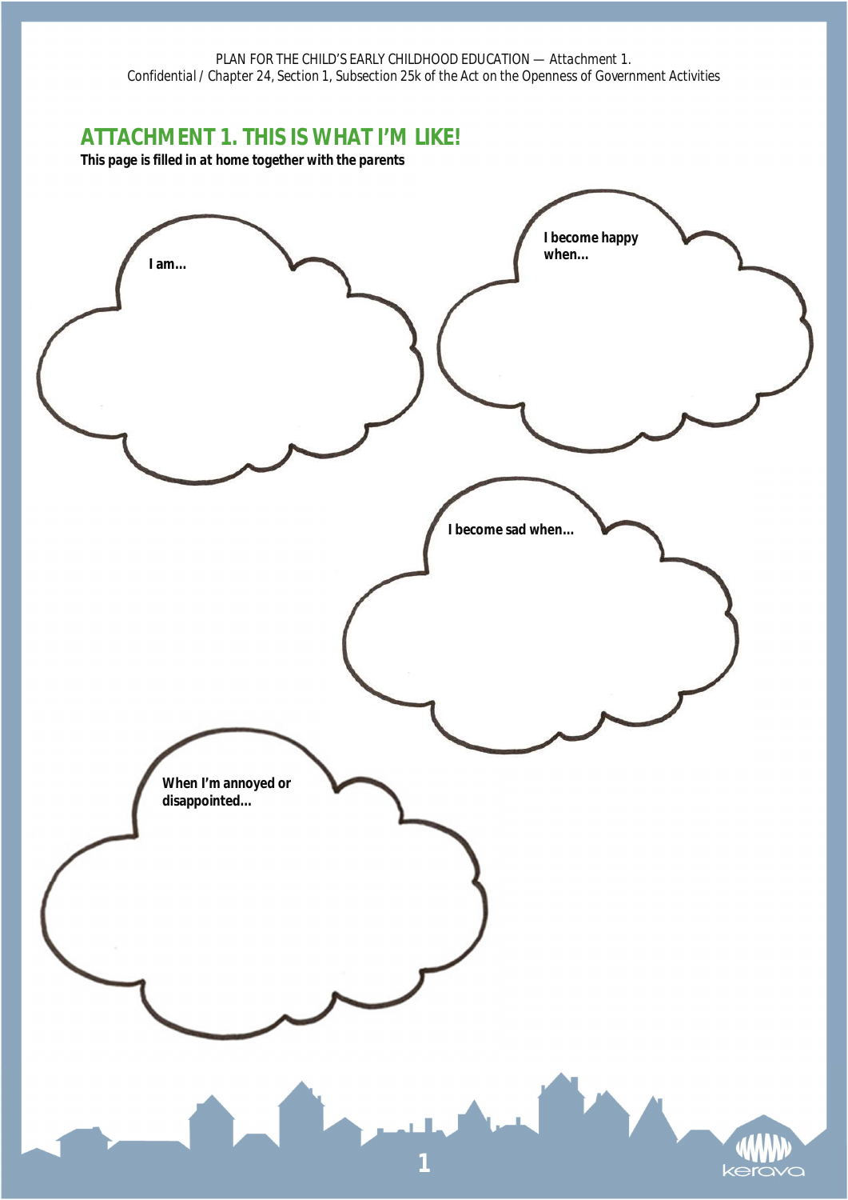PLAN FOR THE CHILD'S EARLY CHILDHOOD EDUCATION — Attachment 1.
Confidential / Chapter 24, Section 1, Subsection 25k of the Act on the Openness of Government Activities

## ATTACHMENT 1. THIS IS WHAT I'M LIKE!

**This page is filled in at home together with the parents**

**I am...**

**I become happy when...**

**I become sad when...**

**When I'm annoyed or disappointed...**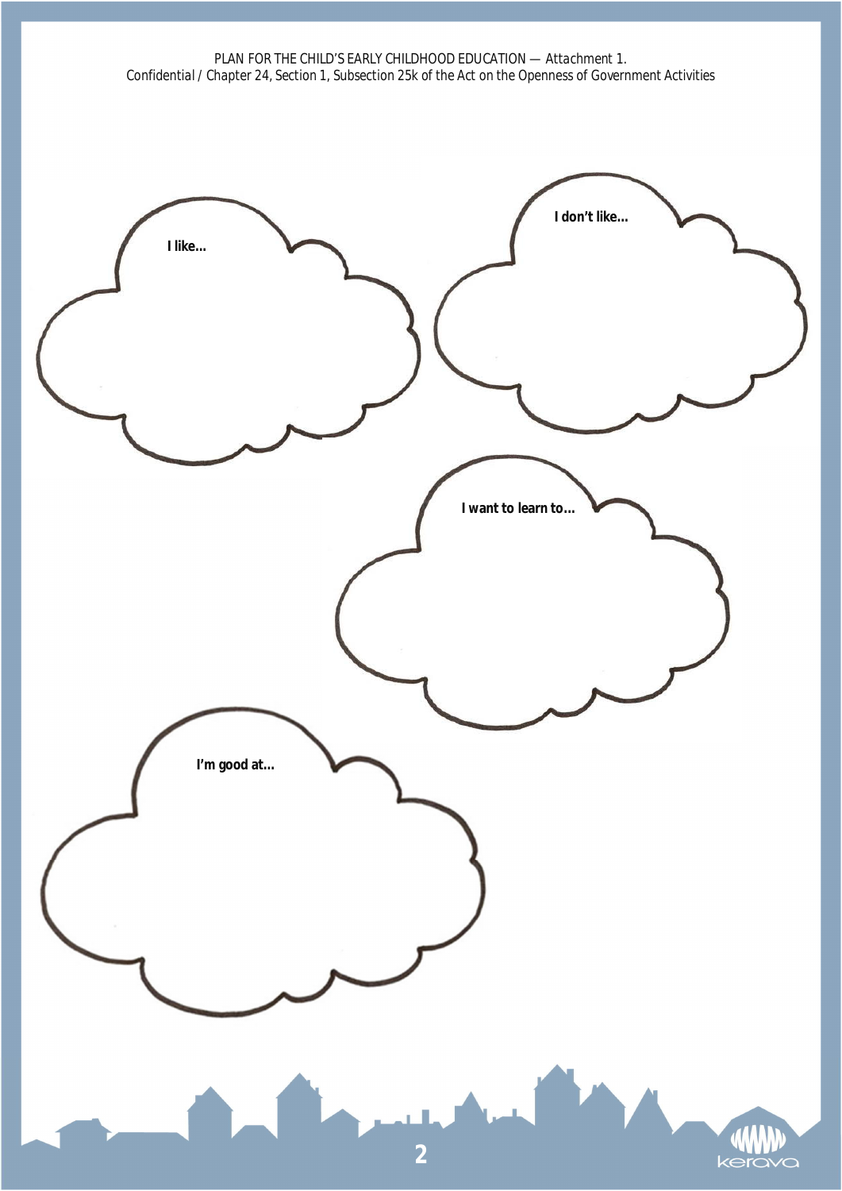PLAN FOR THE CHILD'S EARLY CHILDHOOD EDUCATION — Attachment 1.
Confidential / Chapter 24, Section 1, Subsection 25k of the Act on the Openness of Government Activities

**I like...**

**I don't like...**

**I want to learn to...**

**I'm good at...**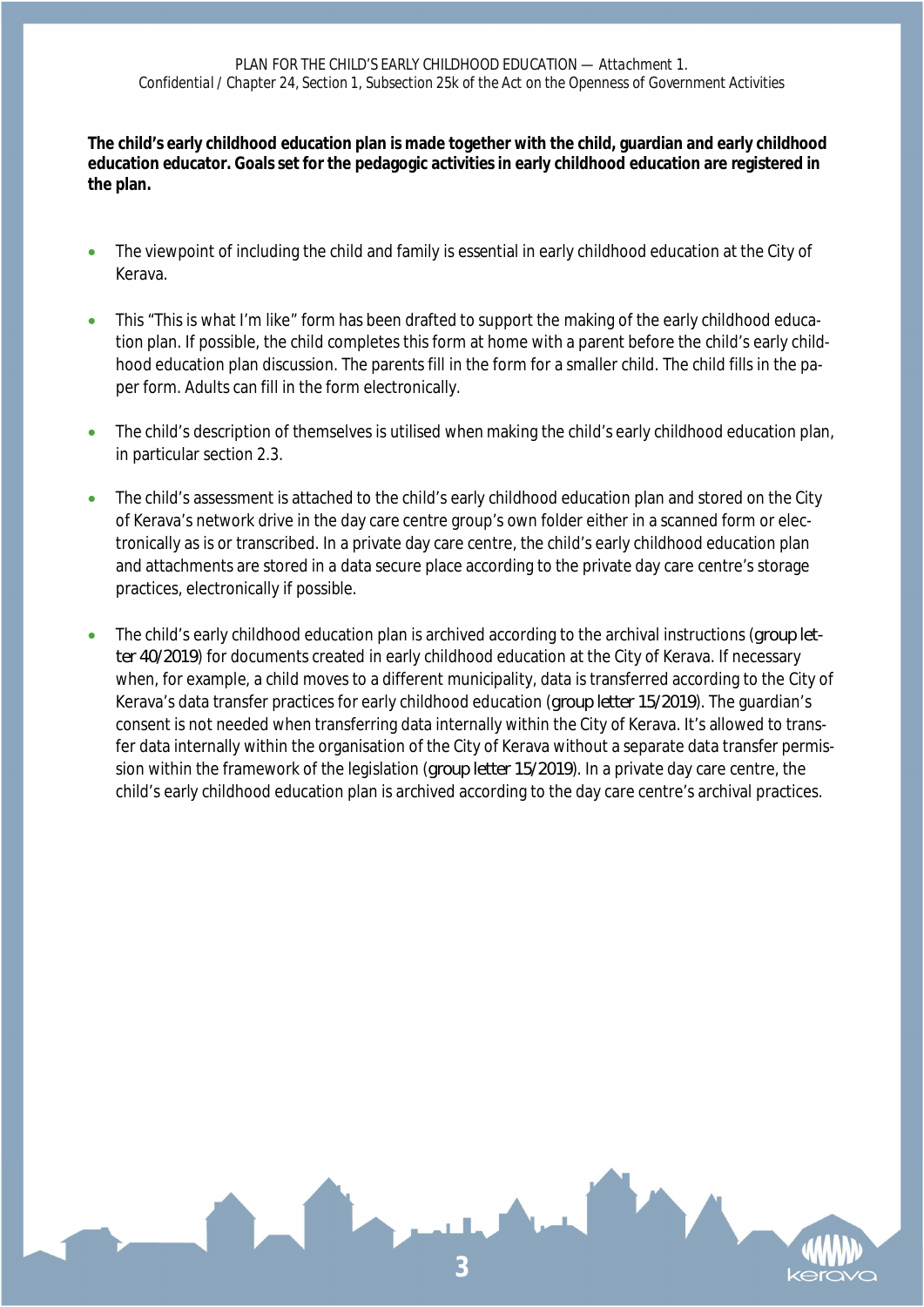**The child's early childhood education plan is made together with the child, guardian and early childhood education educator. Goals set for the pedagogic activities in early childhood education are registered in the plan.**

- The viewpoint of including the child and family is essential in early childhood education at the City of Kerava.
- This "This is what I'm like" form has been drafted to support the making of the early childhood education plan. If possible, the child completes this form at home with a parent before the child's early childhood education plan discussion. The parents fill in the form for a smaller child. The child fills in the paper form. Adults can fill in the form electronically.
- The child's description of themselves is utilised when making the child's early childhood education plan, in particular section 2.3.
- The child's assessment is attached to the child's early childhood education plan and stored on the City of Kerava's network drive in the day care centre group's own folder either in a scanned form or electronically as is or transcribed. In a private day care centre, the child's early childhood education plan and attachments are stored in a data secure place according to the private day care centre's storage practices, electronically if possible.
- The child's early childhood education plan is archived according to the archival instructions (group letter 40/2019) for documents created in early childhood education at the City of Kerava. If necessary when, for example, a child moves to a different municipality, data is transferred according to the City of Kerava's data transfer practices for early childhood education (group letter 15/2019). The guardian's consent is not needed when transferring data internally within the City of Kerava. It's allowed to transfer data internally within the organisation of the City of Kerava without a separate data transfer permission within the framework of the legislation (group letter 15/2019). In a private day care centre, the child's early childhood education plan is archived according to the day care centre's archival practices.